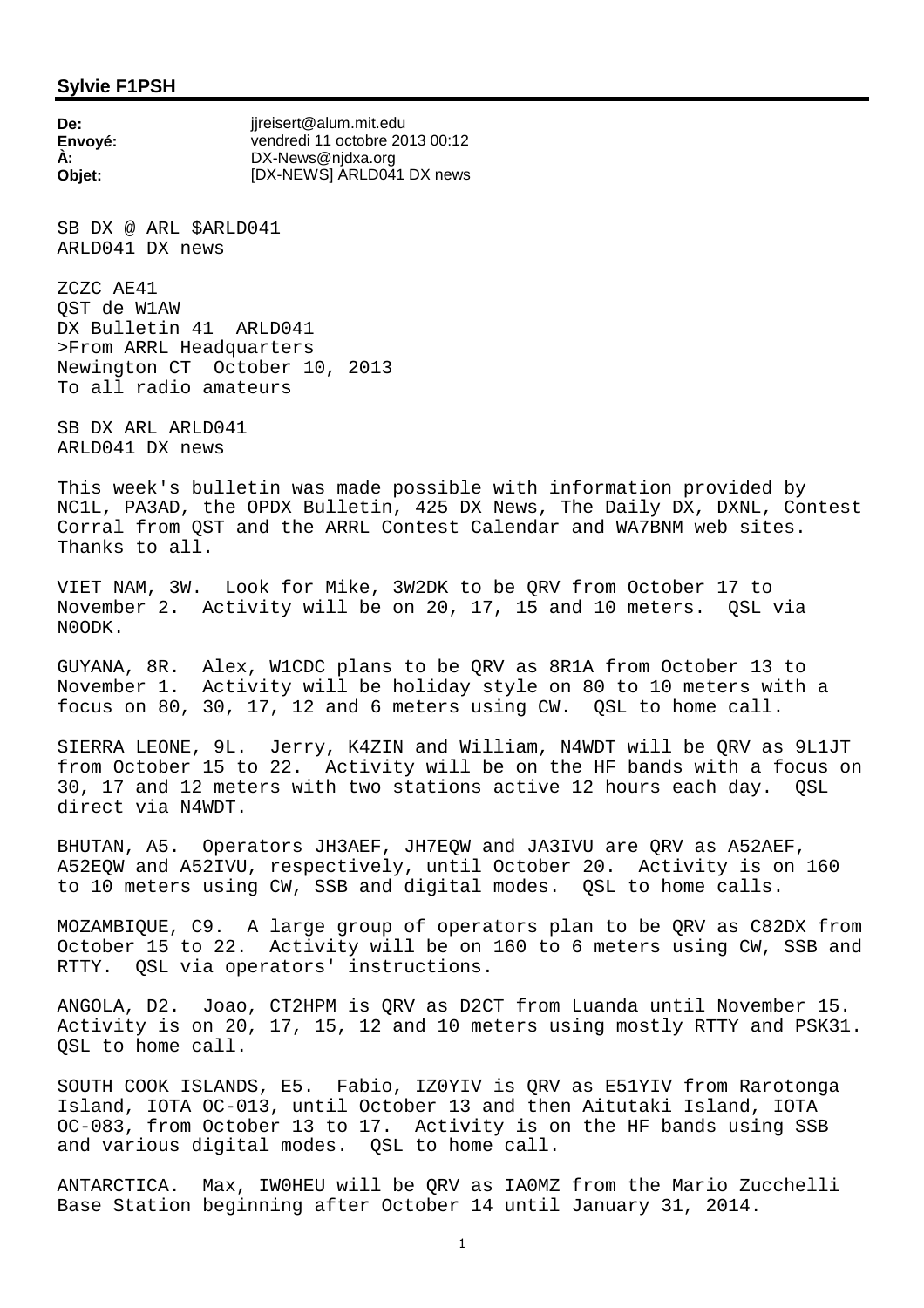**Sylvie F1PSH**

**De:** jjreisert@alum.mit.edu
**Envoyé:** vendredi 11 octobre 2013 00:12
**À:** DX-News@njdxa.org
**Objet:** [DX-NEWS] ARLD041 DX news

SB DX @ ARL $ARLD041
ARLD041 DX news

ZCZC AE41
QST de W1AW
DX Bulletin 41 ARLD041
>From ARRL Headquarters
Newington CT October 10, 2013
To all radio amateurs

SB DX ARL ARLD041
ARLD041 DX news

This week's bulletin was made possible with information provided by NC1L, PA3AD, the OPDX Bulletin, 425 DX News, The Daily DX, DXNL, Contest Corral from QST and the ARRL Contest Calendar and WA7BNM web sites. Thanks to all.

VIET NAM, 3W. Look for Mike, 3W2DK to be QRV from October 17 to November 2. Activity will be on 20, 17, 15 and 10 meters. QSL via N0ODK.

GUYANA, 8R. Alex, W1CDC plans to be QRV as 8R1A from October 13 to November 1. Activity will be holiday style on 80 to 10 meters with a focus on 80, 30, 17, 12 and 6 meters using CW. QSL to home call.

SIERRA LEONE, 9L. Jerry, K4ZIN and William, N4WDT will be QRV as 9L1JT from October 15 to 22. Activity will be on the HF bands with a focus on 30, 17 and 12 meters with two stations active 12 hours each day. QSL direct via N4WDT.

BHUTAN, A5. Operators JH3AEF, JH7EQW and JA3IVU are QRV as A52AEF, A52EQW and A52IVU, respectively, until October 20. Activity is on 160 to 10 meters using CW, SSB and digital modes. QSL to home calls.

MOZAMBIQUE, C9. A large group of operators plan to be QRV as C82DX from October 15 to 22. Activity will be on 160 to 6 meters using CW, SSB and RTTY. QSL via operators' instructions.

ANGOLA, D2. Joao, CT2HPM is QRV as D2CT from Luanda until November 15. Activity is on 20, 17, 15, 12 and 10 meters using mostly RTTY and PSK31. QSL to home call.

SOUTH COOK ISLANDS, E5. Fabio, IZ0YIV is QRV as E51YIV from Rarotonga Island, IOTA OC-013, until October 13 and then Aitutaki Island, IOTA OC-083, from October 13 to 17. Activity is on the HF bands using SSB and various digital modes. QSL to home call.

ANTARCTICA. Max, IW0HEU will be QRV as IA0MZ from the Mario Zucchelli Base Station beginning after October 14 until January 31, 2014.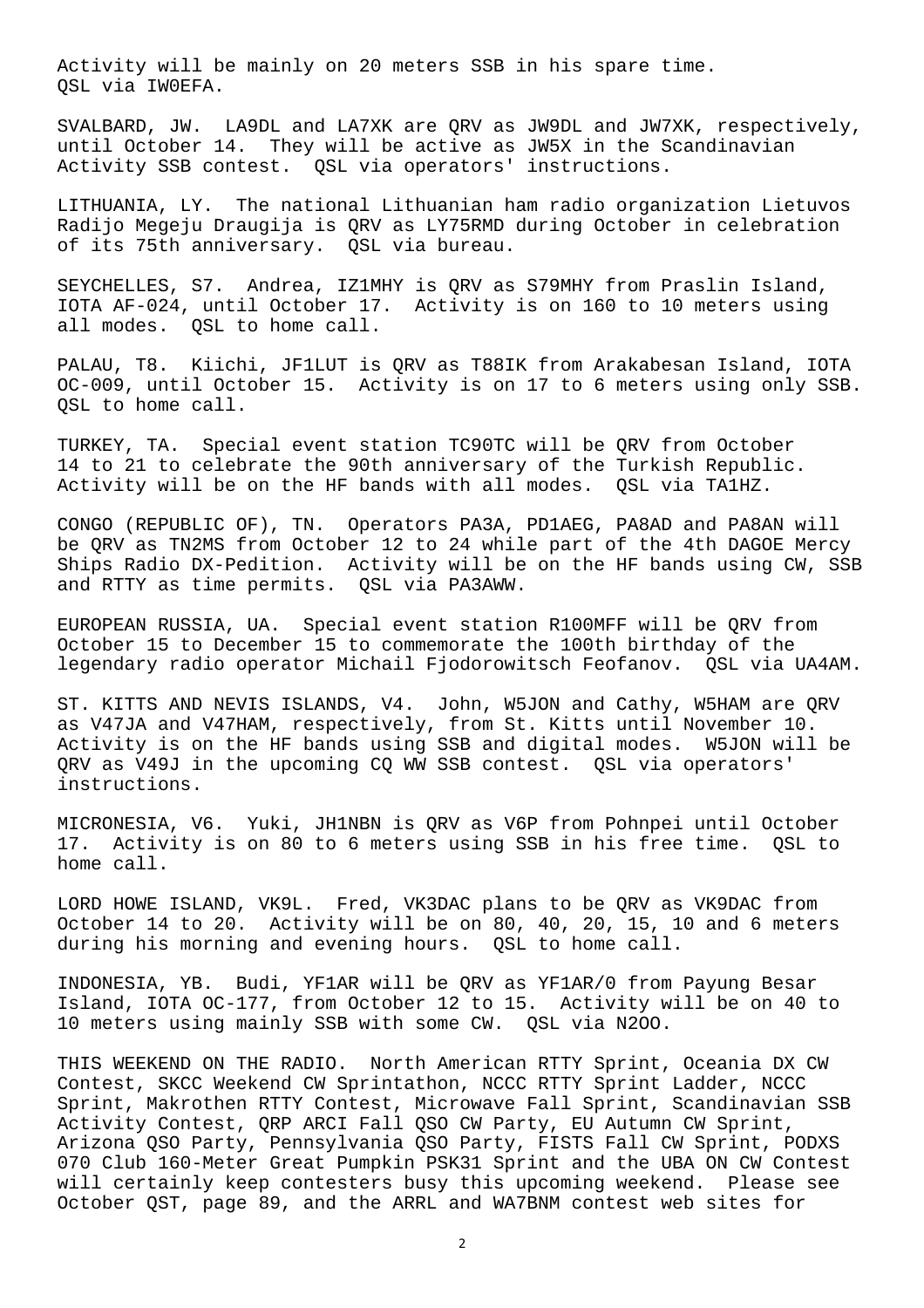Activity will be mainly on 20 meters SSB in his spare time. QSL via IW0EFA.

SVALBARD, JW. LA9DL and LA7XK are QRV as JW9DL and JW7XK, respectively, until October 14. They will be active as JW5X in the Scandinavian Activity SSB contest. QSL via operators' instructions.

LITHUANIA, LY. The national Lithuanian ham radio organization Lietuvos Radijo Megeju Draugija is QRV as LY75RMD during October in celebration of its 75th anniversary. QSL via bureau.

SEYCHELLES, S7. Andrea, IZ1MHY is QRV as S79MHY from Praslin Island, IOTA AF-024, until October 17. Activity is on 160 to 10 meters using all modes. QSL to home call.

PALAU, T8. Kiichi, JF1LUT is QRV as T88IK from Arakabesan Island, IOTA OC-009, until October 15. Activity is on 17 to 6 meters using only SSB. QSL to home call.

TURKEY, TA. Special event station TC90TC will be QRV from October 14 to 21 to celebrate the 90th anniversary of the Turkish Republic. Activity will be on the HF bands with all modes. QSL via TA1HZ.

CONGO (REPUBLIC OF), TN. Operators PA3A, PD1AEG, PA8AD and PA8AN will be QRV as TN2MS from October 12 to 24 while part of the 4th DAGOE Mercy Ships Radio DX-Pedition. Activity will be on the HF bands using CW, SSB and RTTY as time permits. QSL via PA3AWW.

EUROPEAN RUSSIA, UA. Special event station R100MFF will be QRV from October 15 to December 15 to commemorate the 100th birthday of the legendary radio operator Michail Fjodorowitsch Feofanov. QSL via UA4AM.

ST. KITTS AND NEVIS ISLANDS, V4. John, W5JON and Cathy, W5HAM are QRV as V47JA and V47HAM, respectively, from St. Kitts until November 10. Activity is on the HF bands using SSB and digital modes. W5JON will be QRV as V49J in the upcoming CQ WW SSB contest. QSL via operators' instructions.

MICRONESIA, V6. Yuki, JH1NBN is QRV as V6P from Pohnpei until October 17. Activity is on 80 to 6 meters using SSB in his free time. QSL to home call.

LORD HOWE ISLAND, VK9L. Fred, VK3DAC plans to be QRV as VK9DAC from October 14 to 20. Activity will be on 80, 40, 20, 15, 10 and 6 meters during his morning and evening hours. QSL to home call.

INDONESIA, YB. Budi, YF1AR will be QRV as YF1AR/0 from Payung Besar Island, IOTA OC-177, from October 12 to 15. Activity will be on 40 to 10 meters using mainly SSB with some CW. QSL via N2OO.

THIS WEEKEND ON THE RADIO. North American RTTY Sprint, Oceania DX CW Contest, SKCC Weekend CW Sprintathon, NCCC RTTY Sprint Ladder, NCCC Sprint, Makrothen RTTY Contest, Microwave Fall Sprint, Scandinavian SSB Activity Contest, QRP ARCI Fall QSO CW Party, EU Autumn CW Sprint, Arizona QSO Party, Pennsylvania QSO Party, FISTS Fall CW Sprint, PODXS 070 Club 160-Meter Great Pumpkin PSK31 Sprint and the UBA ON CW Contest will certainly keep contesters busy this upcoming weekend. Please see October QST, page 89, and the ARRL and WA7BNM contest web sites for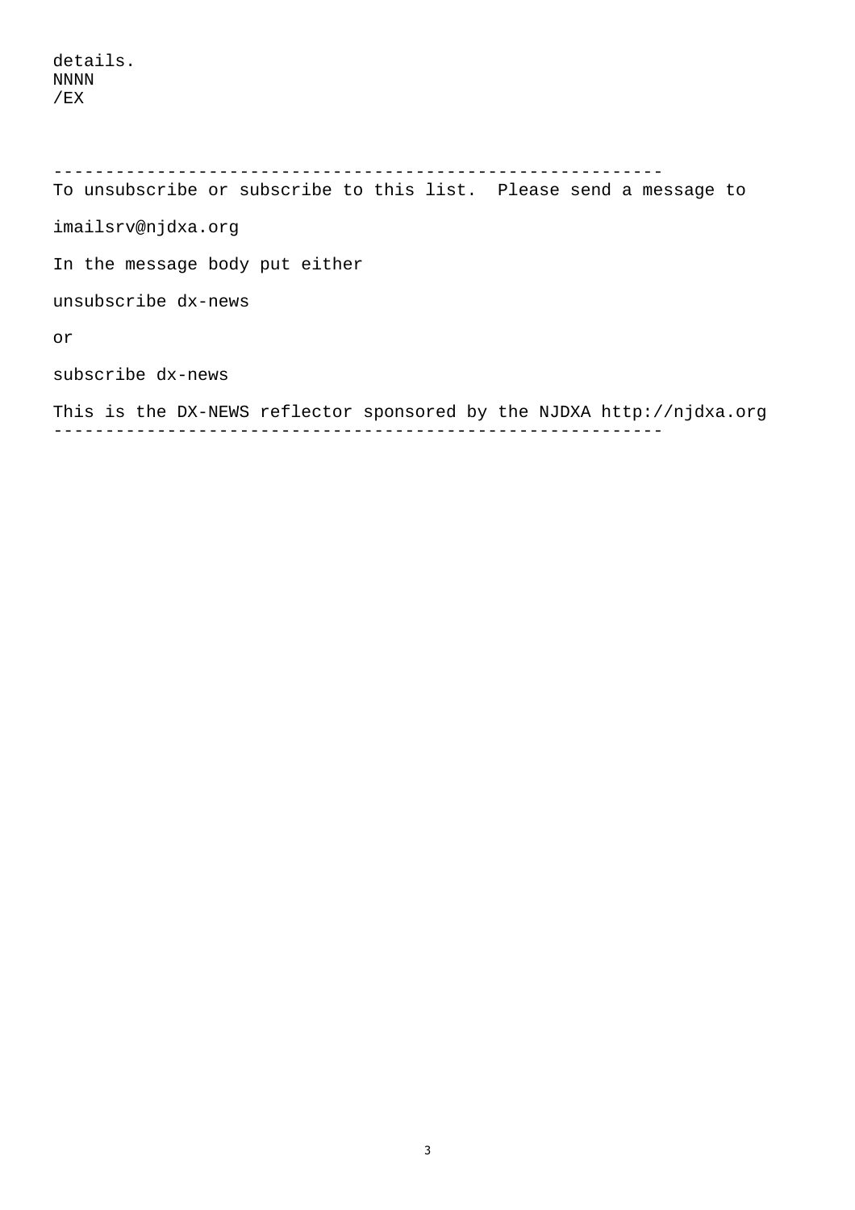details.
NNNN
/EX

-----------------------------------------------------------

To unsubscribe or subscribe to this list.  Please send a message to

imailsrv@njdxa.org

In the message body put either

unsubscribe dx-news

or

subscribe dx-news

This is the DX-NEWS reflector sponsored by the NJDXA http://njdxa.org

-----------------------------------------------------------